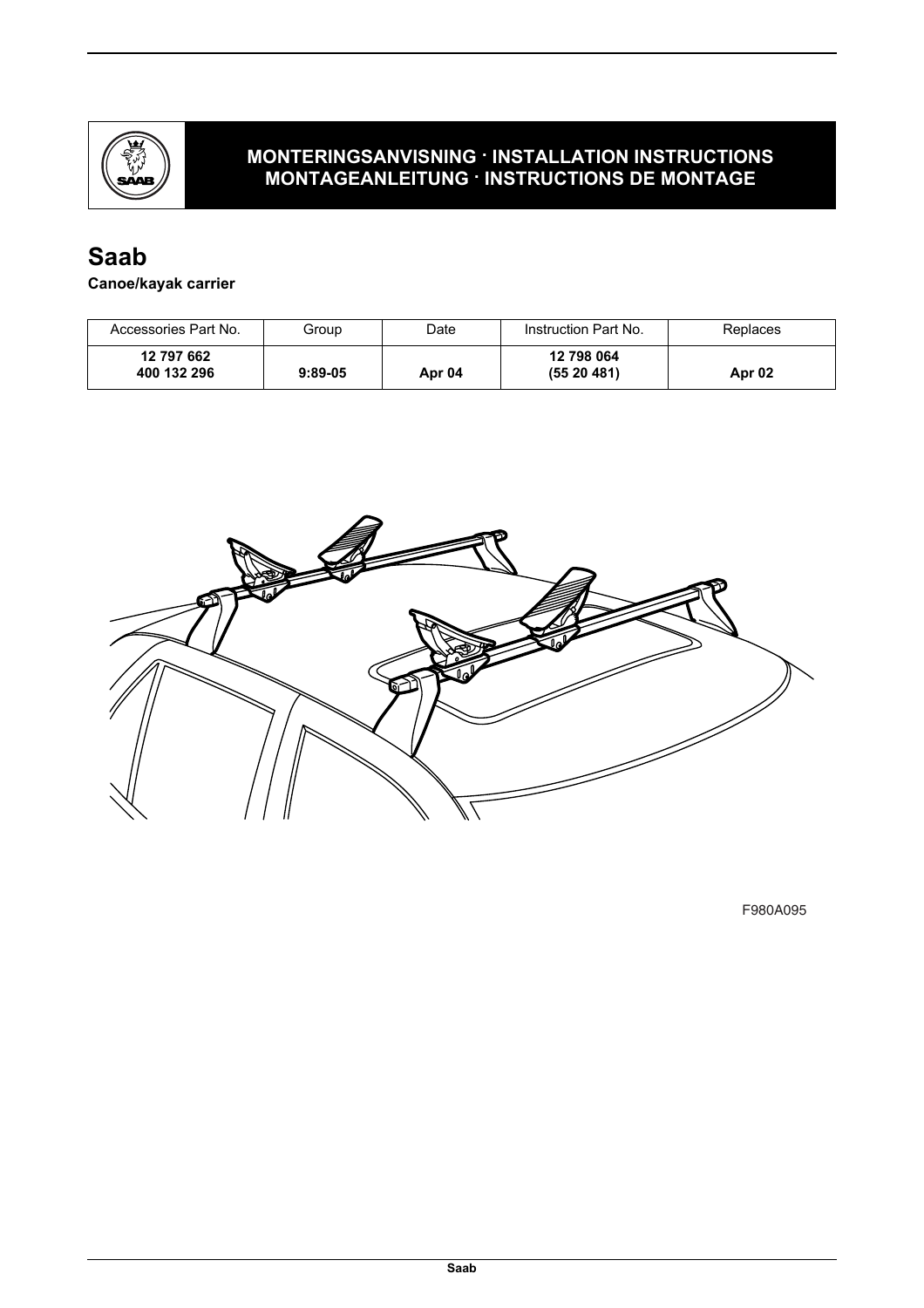**MONTERINGSANVISNING · INSTALLATION INSTRUCTIONS**
**MONTAGEANLEITUNG · INSTRUCTIONS DE MONTAGE**

# Saab

**Canoe/kayak carrier**

| Accessories Part No. | Group | Date | Instruction Part No. | Replaces |
|---|---|---|---|---|
| **12 797 662**<br>**400 132 296** | **9:89-05** | **Apr 04** | **12 798 064**<br>**(55 20 481)** | **Apr 02** |

F980A095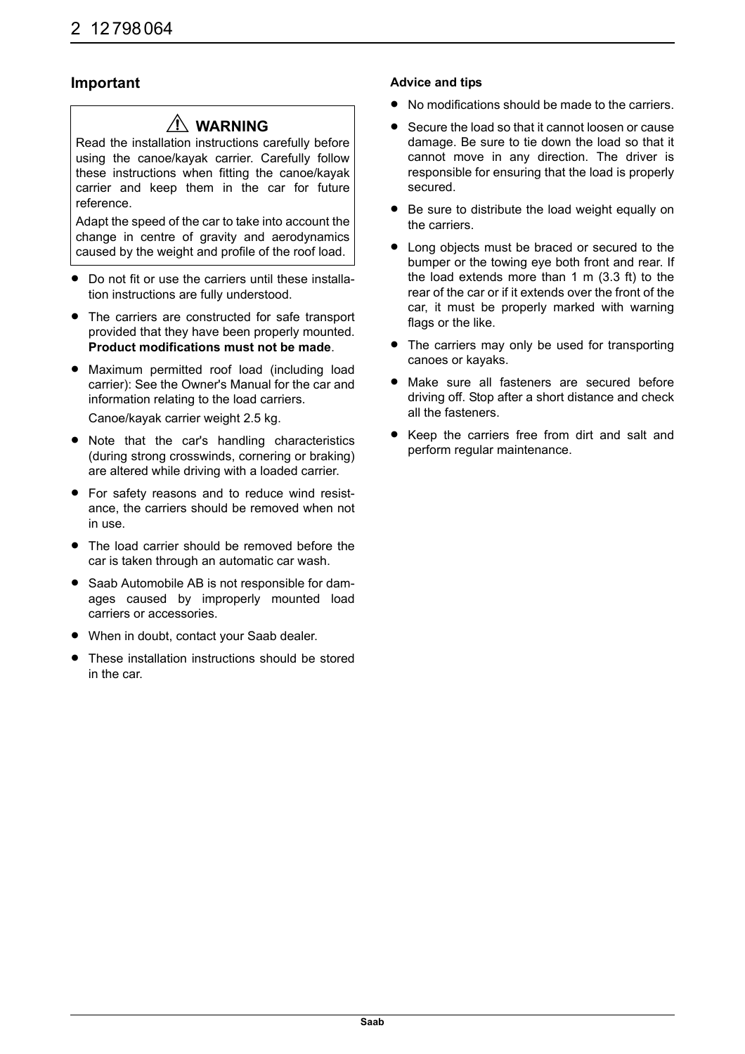## Important

> ⚠ **WARNING**
>
> Read the installation instructions carefully before using the canoe/kayak carrier. Carefully follow these instructions when fitting the canoe/kayak carrier and keep them in the car for future reference.
>
> Adapt the speed of the car to take into account the change in centre of gravity and aerodynamics caused by the weight and profile of the roof load.

- Do not fit or use the carriers until these installation instructions are fully understood.
- The carriers are constructed for safe transport provided that they have been properly mounted. **Product modifications must not be made**.
- Maximum permitted roof load (including load carrier): See the Owner's Manual for the car and information relating to the load carriers.

  Canoe/kayak carrier weight 2.5 kg.
- Note that the car's handling characteristics (during strong crosswinds, cornering or braking) are altered while driving with a loaded carrier.
- For safety reasons and to reduce wind resistance, the carriers should be removed when not in use.
- The load carrier should be removed before the car is taken through an automatic car wash.
- Saab Automobile AB is not responsible for damages caused by improperly mounted load carriers or accessories.
- When in doubt, contact your Saab dealer.
- These installation instructions should be stored in the car.

#### Advice and tips

- No modifications should be made to the carriers.
- Secure the load so that it cannot loosen or cause damage. Be sure to tie down the load so that it cannot move in any direction. The driver is responsible for ensuring that the load is properly secured.
- Be sure to distribute the load weight equally on the carriers.
- Long objects must be braced or secured to the bumper or the towing eye both front and rear. If the load extends more than 1 m (3.3 ft) to the rear of the car or if it extends over the front of the car, it must be properly marked with warning flags or the like.
- The carriers may only be used for transporting canoes or kayaks.
- Make sure all fasteners are secured before driving off. Stop after a short distance and check all the fasteners.
- Keep the carriers free from dirt and salt and perform regular maintenance.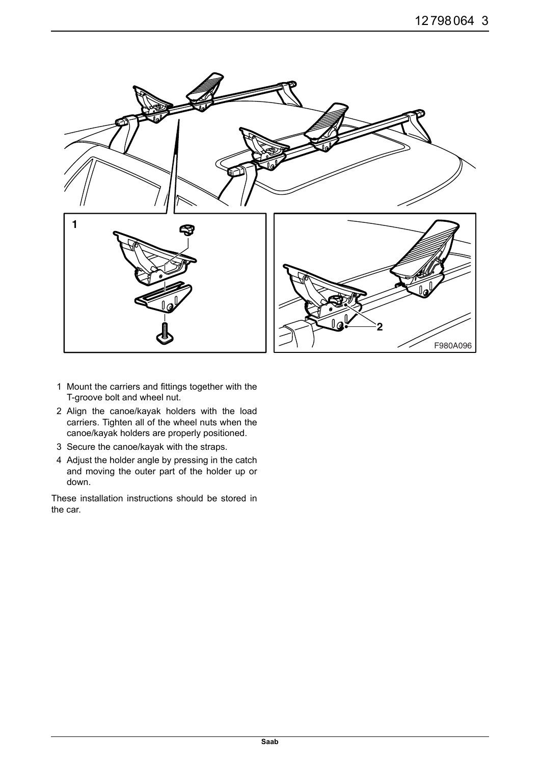1
2
F980A096

1. Mount the carriers and fittings together with the T-groove bolt and wheel nut.
2. Align the canoe/kayak holders with the load carriers. Tighten all of the wheel nuts when the canoe/kayak holders are properly positioned.
3. Secure the canoe/kayak with the straps.
4. Adjust the holder angle by pressing in the catch and moving the outer part of the holder up or down.

These installation instructions should be stored in the car.